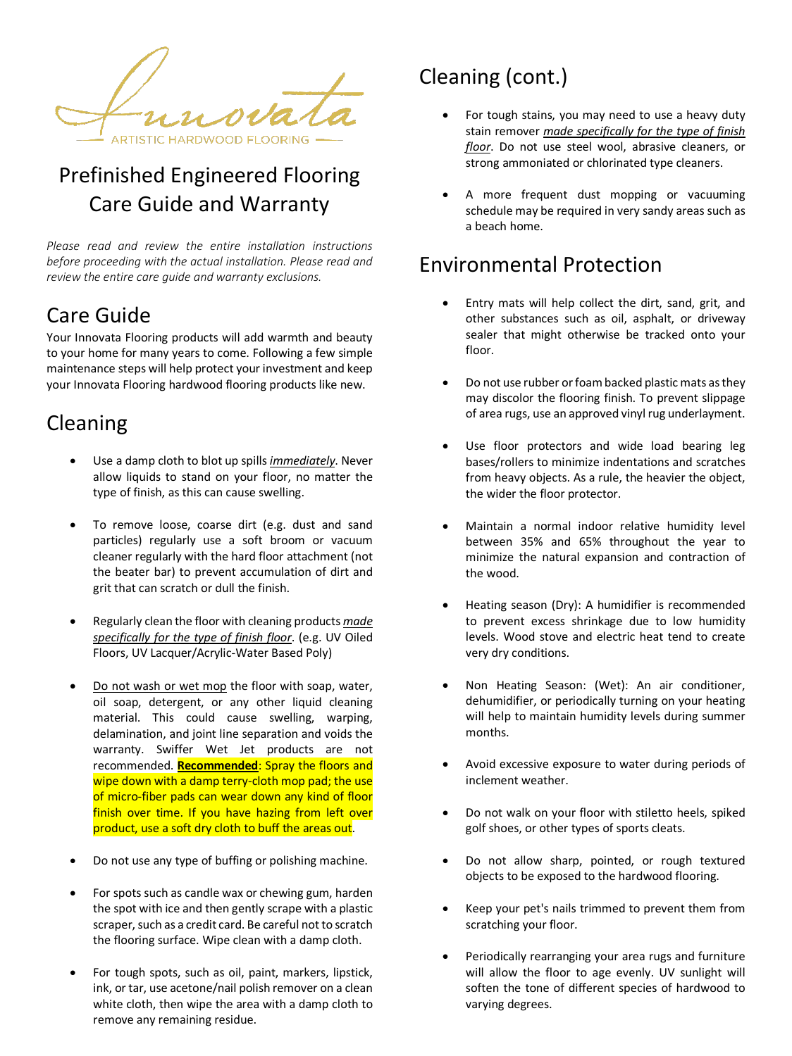Innovata

ARTISTIC HARDWOOD FLOORING

# Prefinished Engineered Flooring Care Guide and Warranty

*Please read and review the entire installation instructions before proceeding with the actual installation. Please read and review the entire care guide and warranty exclusions.*

## Care Guide

Your Innovata Flooring products will add warmth and beauty to your home for many years to come. Following a few simple maintenance steps will help protect your investment and keep your Innovata Flooring hardwood flooring products like new.

## Cleaning

- Use a damp cloth to blot up spills ***immediately***. Never allow liquids to stand on your floor, no matter the type of finish, as this can cause swelling.

- To remove loose, coarse dirt (e.g. dust and sand particles) regularly use a soft broom or vacuum cleaner regularly with the hard floor attachment (not the beater bar) to prevent accumulation of dirt and grit that can scratch or dull the finish.

- Regularly clean the floor with cleaning products ***made specifically for the type of finish floor***. (e.g. UV Oiled Floors, UV Lacquer/Acrylic-Water Based Poly)

- Do not wash or wet mop the floor with soap, water, oil soap, detergent, or any other liquid cleaning material. This could cause swelling, warping, delamination, and joint line separation and voids the warranty. Swiffer Wet Jet products are not recommended. **Recommended**: Spray the floors and wipe down with a damp terry-cloth mop pad; the use of micro-fiber pads can wear down any kind of floor finish over time. If you have hazing from left over product, use a soft dry cloth to buff the areas out.

- Do not use any type of buffing or polishing machine.

- For spots such as candle wax or chewing gum, harden the spot with ice and then gently scrape with a plastic scraper, such as a credit card. Be careful not to scratch the flooring surface. Wipe clean with a damp cloth.

- For tough spots, such as oil, paint, markers, lipstick, ink, or tar, use acetone/nail polish remover on a clean white cloth, then wipe the area with a damp cloth to remove any remaining residue.

## Cleaning (cont.)

- For tough stains, you may need to use a heavy duty stain remover ***made specifically for the type of finish floor***. Do not use steel wool, abrasive cleaners, or strong ammoniated or chlorinated type cleaners.

- A more frequent dust mopping or vacuuming schedule may be required in very sandy areas such as a beach home.

## Environmental Protection

- Entry mats will help collect the dirt, sand, grit, and other substances such as oil, asphalt, or driveway sealer that might otherwise be tracked onto your floor.

- Do not use rubber or foam backed plastic mats as they may discolor the flooring finish. To prevent slippage of area rugs, use an approved vinyl rug underlayment.

- Use floor protectors and wide load bearing leg bases/rollers to minimize indentations and scratches from heavy objects. As a rule, the heavier the object, the wider the floor protector.

- Maintain a normal indoor relative humidity level between 35% and 65% throughout the year to minimize the natural expansion and contraction of the wood.

- Heating season (Dry): A humidifier is recommended to prevent excess shrinkage due to low humidity levels. Wood stove and electric heat tend to create very dry conditions.

- Non Heating Season: (Wet): An air conditioner, dehumidifier, or periodically turning on your heating will help to maintain humidity levels during summer months.

- Avoid excessive exposure to water during periods of inclement weather.

- Do not walk on your floor with stiletto heels, spiked golf shoes, or other types of sports cleats.

- Do not allow sharp, pointed, or rough textured objects to be exposed to the hardwood flooring.

- Keep your pet's nails trimmed to prevent them from scratching your floor.

- Periodically rearranging your area rugs and furniture will allow the floor to age evenly. UV sunlight will soften the tone of different species of hardwood to varying degrees.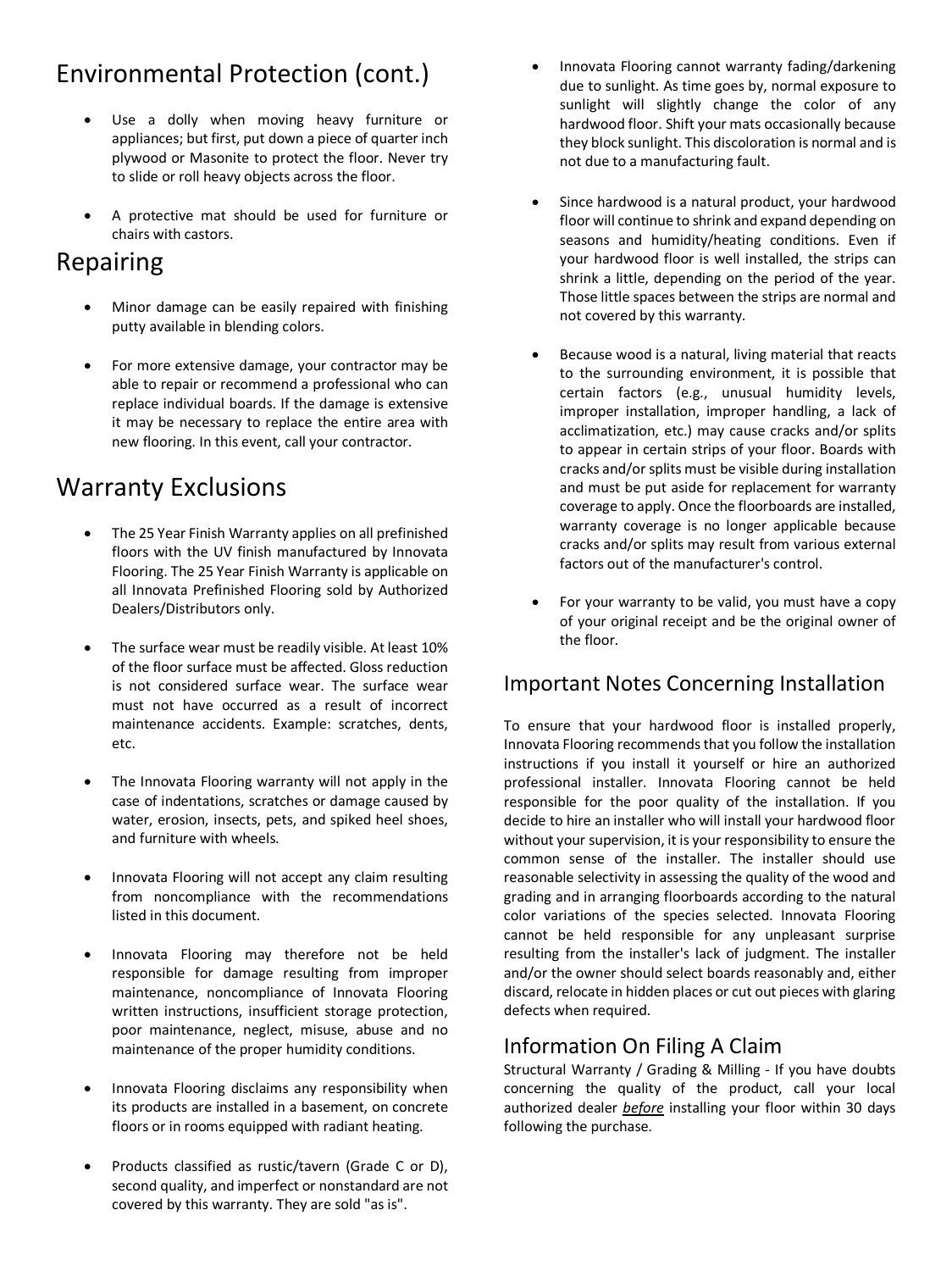# Environmental Protection (cont.)

- Use a dolly when moving heavy furniture or appliances; but first, put down a piece of quarter inch plywood or Masonite to protect the floor. Never try to slide or roll heavy objects across the floor.
- A protective mat should be used for furniture or chairs with castors.

# Repairing

- Minor damage can be easily repaired with finishing putty available in blending colors.
- For more extensive damage, your contractor may be able to repair or recommend a professional who can replace individual boards. If the damage is extensive it may be necessary to replace the entire area with new flooring. In this event, call your contractor.

# Warranty Exclusions

- The 25 Year Finish Warranty applies on all prefinished floors with the UV finish manufactured by Innovata Flooring. The 25 Year Finish Warranty is applicable on all Innovata Prefinished Flooring sold by Authorized Dealers/Distributors only.
- The surface wear must be readily visible. At least 10% of the floor surface must be affected. Gloss reduction is not considered surface wear. The surface wear must not have occurred as a result of incorrect maintenance accidents. Example: scratches, dents, etc.
- The Innovata Flooring warranty will not apply in the case of indentations, scratches or damage caused by water, erosion, insects, pets, and spiked heel shoes, and furniture with wheels.
- Innovata Flooring will not accept any claim resulting from noncompliance with the recommendations listed in this document.
- Innovata Flooring may therefore not be held responsible for damage resulting from improper maintenance, noncompliance of Innovata Flooring written instructions, insufficient storage protection, poor maintenance, neglect, misuse, abuse and no maintenance of the proper humidity conditions.
- Innovata Flooring disclaims any responsibility when its products are installed in a basement, on concrete floors or in rooms equipped with radiant heating.
- Products classified as rustic/tavern (Grade C or D), second quality, and imperfect or nonstandard are not covered by this warranty. They are sold "as is".
- Innovata Flooring cannot warranty fading/darkening due to sunlight. As time goes by, normal exposure to sunlight will slightly change the color of any hardwood floor. Shift your mats occasionally because they block sunlight. This discoloration is normal and is not due to a manufacturing fault.
- Since hardwood is a natural product, your hardwood floor will continue to shrink and expand depending on seasons and humidity/heating conditions. Even if your hardwood floor is well installed, the strips can shrink a little, depending on the period of the year. Those little spaces between the strips are normal and not covered by this warranty.
- Because wood is a natural, living material that reacts to the surrounding environment, it is possible that certain factors (e.g., unusual humidity levels, improper installation, improper handling, a lack of acclimatization, etc.) may cause cracks and/or splits to appear in certain strips of your floor. Boards with cracks and/or splits must be visible during installation and must be put aside for replacement for warranty coverage to apply. Once the floorboards are installed, warranty coverage is no longer applicable because cracks and/or splits may result from various external factors out of the manufacturer's control.
- For your warranty to be valid, you must have a copy of your original receipt and be the original owner of the floor.

## Important Notes Concerning Installation

To ensure that your hardwood floor is installed properly, Innovata Flooring recommends that you follow the installation instructions if you install it yourself or hire an authorized professional installer. Innovata Flooring cannot be held responsible for the poor quality of the installation. If you decide to hire an installer who will install your hardwood floor without your supervision, it is your responsibility to ensure the common sense of the installer. The installer should use reasonable selectivity in assessing the quality of the wood and grading and in arranging floorboards according to the natural color variations of the species selected. Innovata Flooring cannot be held responsible for any unpleasant surprise resulting from the installer's lack of judgment. The installer and/or the owner should select boards reasonably and, either discard, relocate in hidden places or cut out pieces with glaring defects when required.

## Information On Filing A Claim

Structural Warranty / Grading & Milling - If you have doubts concerning the quality of the product, call your local authorized dealer ***before*** installing your floor within 30 days following the purchase.